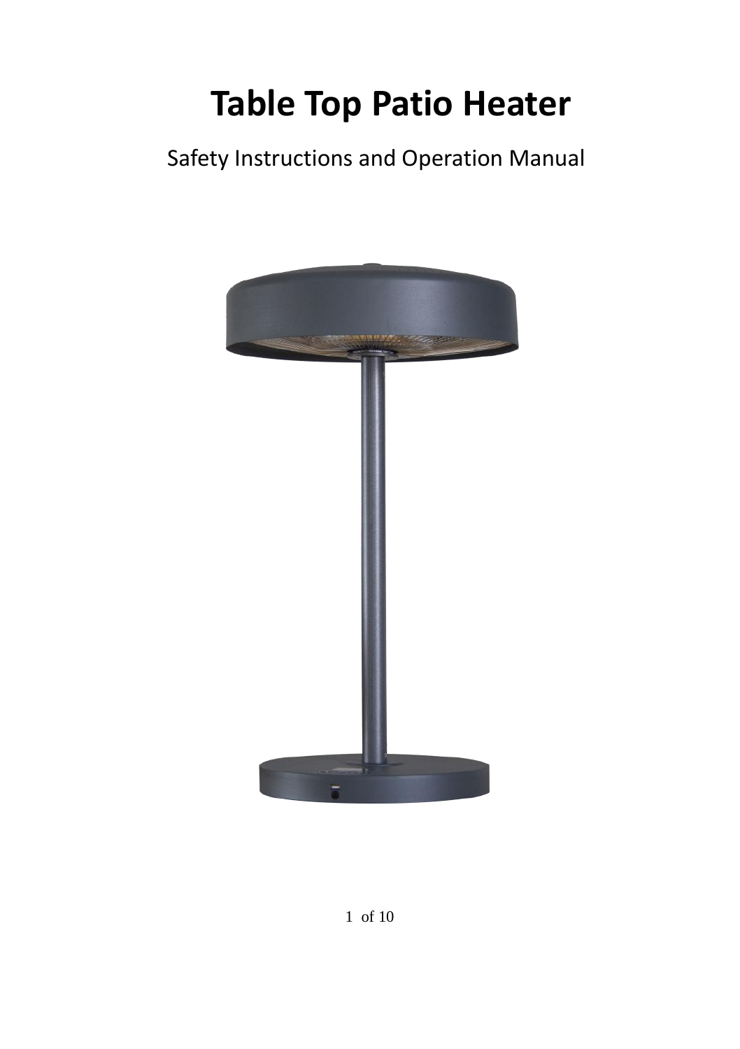# Table Top Patio Heater

Safety Instructions and Operation Manual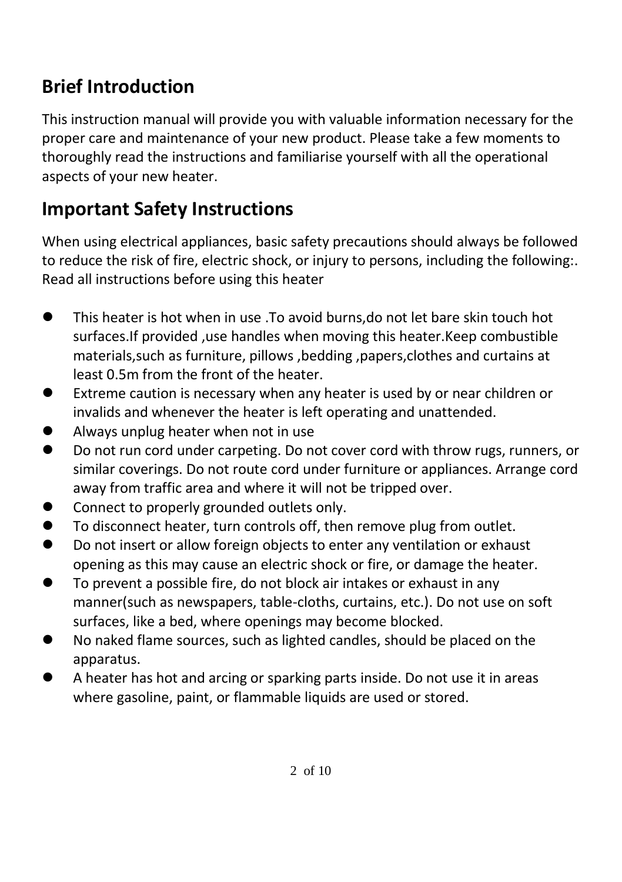## Brief Introduction

This instruction manual will provide you with valuable information necessary for the proper care and maintenance of your new product. Please take a few moments to thoroughly read the instructions and familiarise yourself with all the operational aspects of your new heater.

## Important Safety Instructions

When using electrical appliances, basic safety precautions should always be followed to reduce the risk of fire, electric shock, or injury to persons, including the following:. Read all instructions before using this heater

- This heater is hot when in use .To avoid burns,do not let bare skin touch hot surfaces.If provided ,use handles when moving this heater.Keep combustible materials,such as furniture, pillows ,bedding ,papers,clothes and curtains at least 0.5m from the front of the heater.
- Extreme caution is necessary when any heater is used by or near children or invalids and whenever the heater is left operating and unattended.
- Always unplug heater when not in use
- Do not run cord under carpeting. Do not cover cord with throw rugs, runners, or similar coverings. Do not route cord under furniture or appliances. Arrange cord away from traffic area and where it will not be tripped over.
- Connect to properly grounded outlets only.
- To disconnect heater, turn controls off, then remove plug from outlet.
- Do not insert or allow foreign objects to enter any ventilation or exhaust opening as this may cause an electric shock or fire, or damage the heater.
- To prevent a possible fire, do not block air intakes or exhaust in any manner(such as newspapers, table-cloths, curtains, etc.). Do not use on soft surfaces, like a bed, where openings may become blocked.
- No naked flame sources, such as lighted candles, should be placed on the apparatus.
- A heater has hot and arcing or sparking parts inside. Do not use it in areas where gasoline, paint, or flammable liquids are used or stored.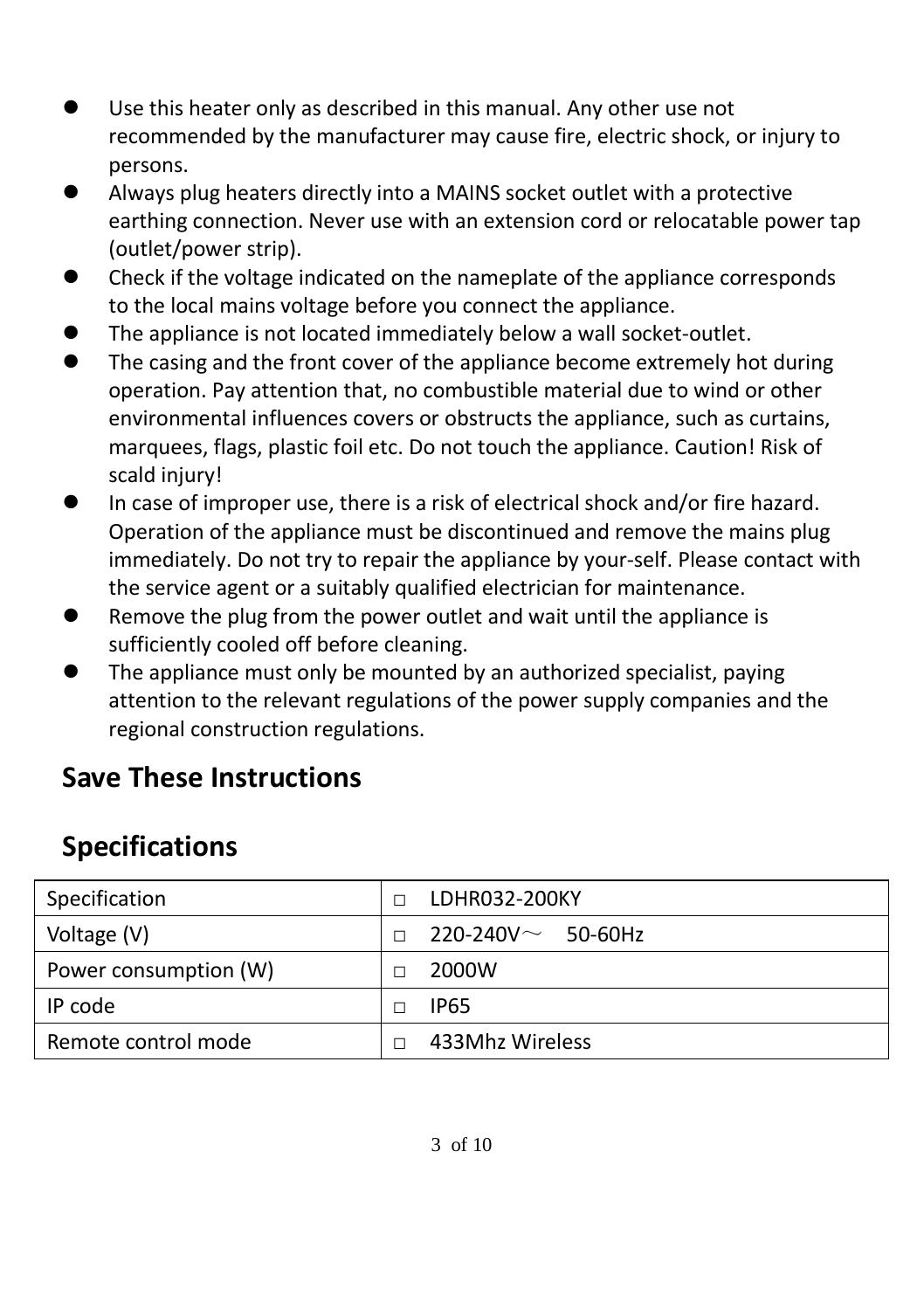- Use this heater only as described in this manual. Any other use not recommended by the manufacturer may cause fire, electric shock, or injury to persons.
- Always plug heaters directly into a MAINS socket outlet with a protective earthing connection. Never use with an extension cord or relocatable power tap (outlet/power strip).
- Check if the voltage indicated on the nameplate of the appliance corresponds to the local mains voltage before you connect the appliance.
- The appliance is not located immediately below a wall socket-outlet.
- The casing and the front cover of the appliance become extremely hot during operation. Pay attention that, no combustible material due to wind or other environmental influences covers or obstructs the appliance, such as curtains, marquees, flags, plastic foil etc. Do not touch the appliance. Caution! Risk of scald injury!
- In case of improper use, there is a risk of electrical shock and/or fire hazard. Operation of the appliance must be discontinued and remove the mains plug immediately. Do not try to repair the appliance by your-self. Please contact with the service agent or a suitably qualified electrician for maintenance.
- Remove the plug from the power outlet and wait until the appliance is sufficiently cooled off before cleaning.
- The appliance must only be mounted by an authorized specialist, paying attention to the relevant regulations of the power supply companies and the regional construction regulations.

## Save These Instructions

## Specifications

| Specification | □ LDHR032-200KY |
|---|---|
| Voltage (V) | □ 220-240V～ 50-60Hz |
| Power consumption (W) | □ 2000W |
| IP code | □ IP65 |
| Remote control mode | □ 433Mhz Wireless |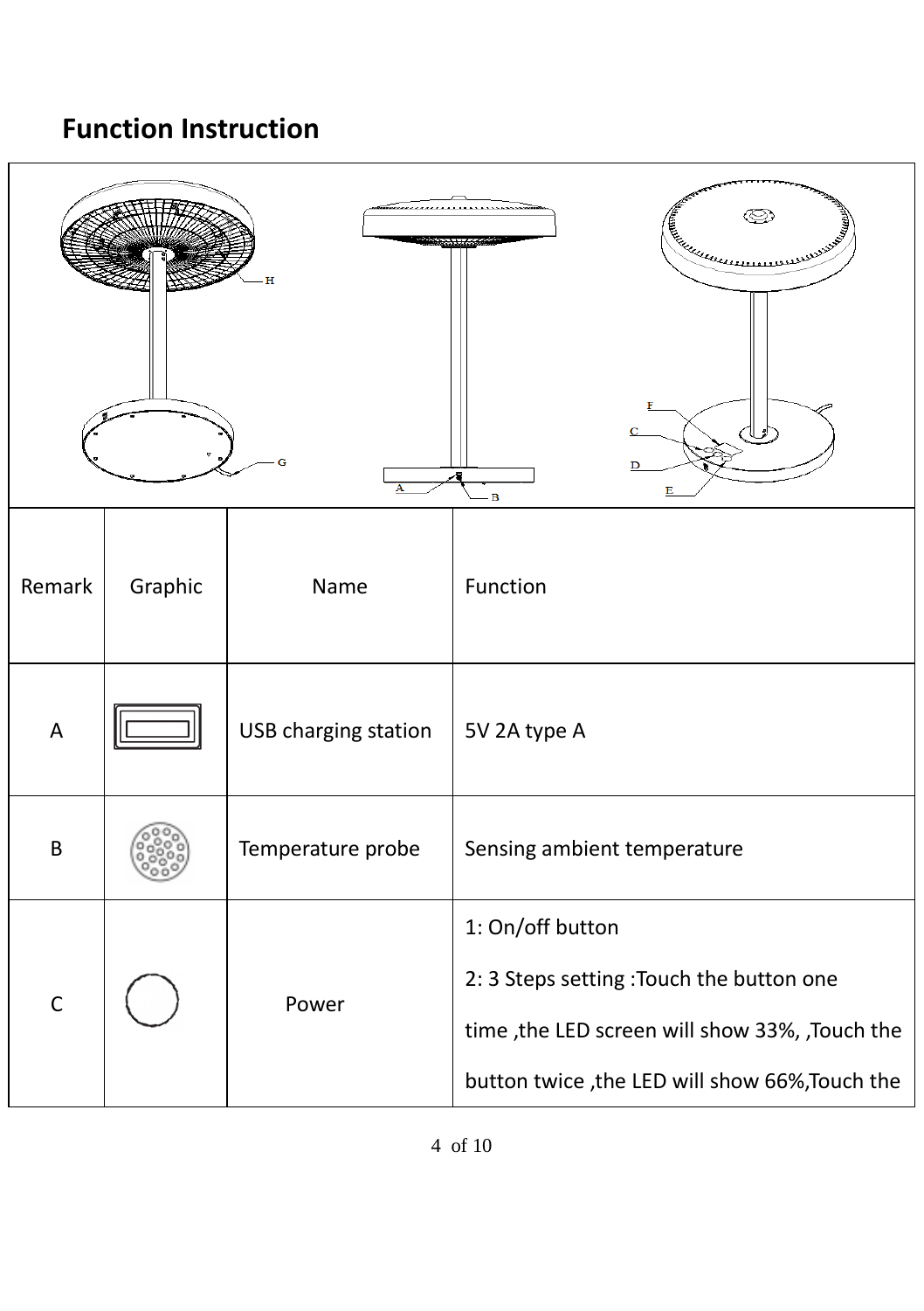## Function Instruction

| Remark | Graphic | Name | Function |
|---|---|---|---|
| A | | USB charging station | 5V 2A type A |
| B | | Temperature probe | Sensing ambient temperature |
| C | | Power | 1: On/off button<br>2: 3 Steps setting :Touch the button one time ,the LED screen will show 33%, ,Touch the button twice ,the LED will show 66%,Touch the |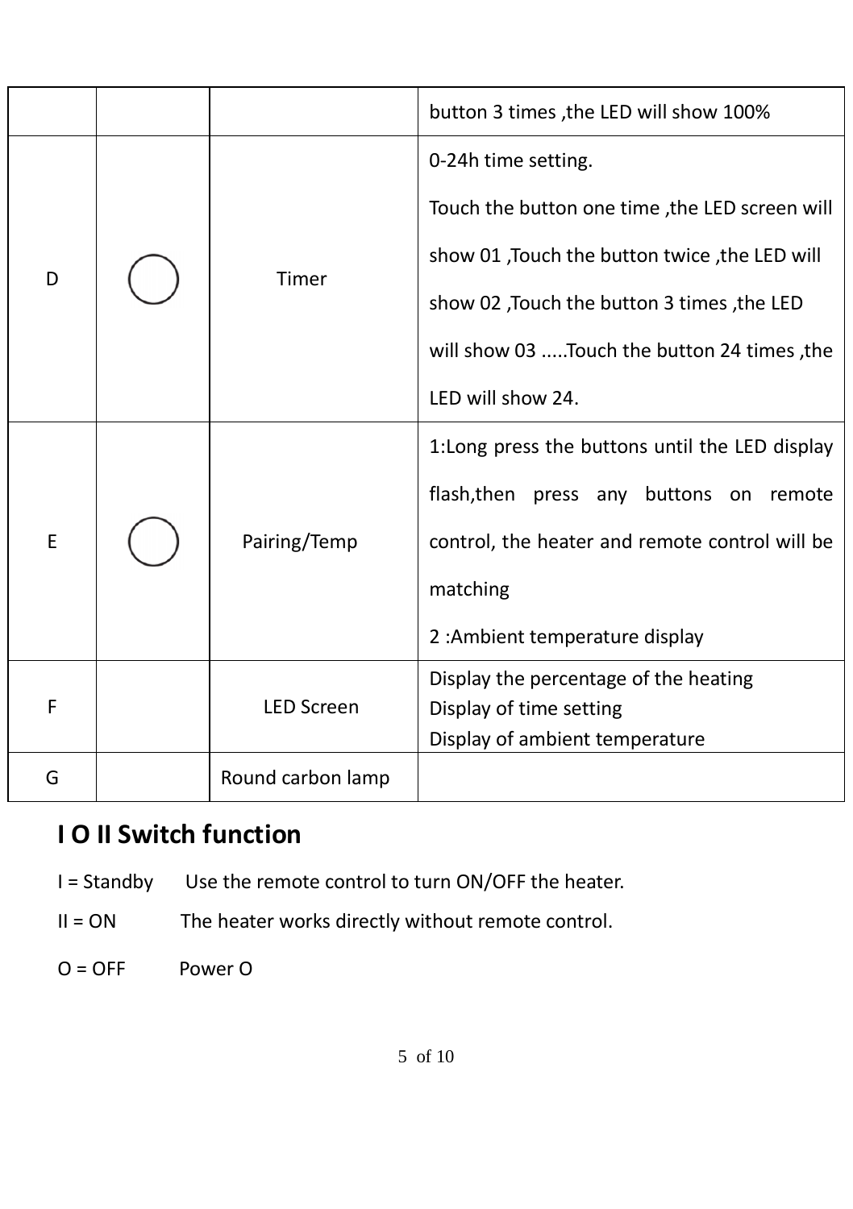| | | | |
|---|---|---|---|
| | | | button 3 times ,the LED will show 100% |
| D | ◯ | Timer | 0-24h time setting.<br>Touch the button one time ,the LED screen will show 01 ,Touch the button twice ,the LED will show 02 ,Touch the button 3 times ,the LED will show 03 .....Touch the button 24 times ,the LED will show 24. |
| E | ◯ | Pairing/Temp | 1:Long press the buttons until the LED display flash,then press any buttons on remote control, the heater and remote control will be matching<br>2 :Ambient temperature display |
| F | | LED Screen | Display the percentage of the heating<br>Display of time setting<br>Display of ambient temperature |
| G | | Round carbon lamp | |

## I O II Switch function

I = Standby  Use the remote control to turn ON/OFF the heater.

II = ON  The heater works directly without remote control.

O = OFF  Power O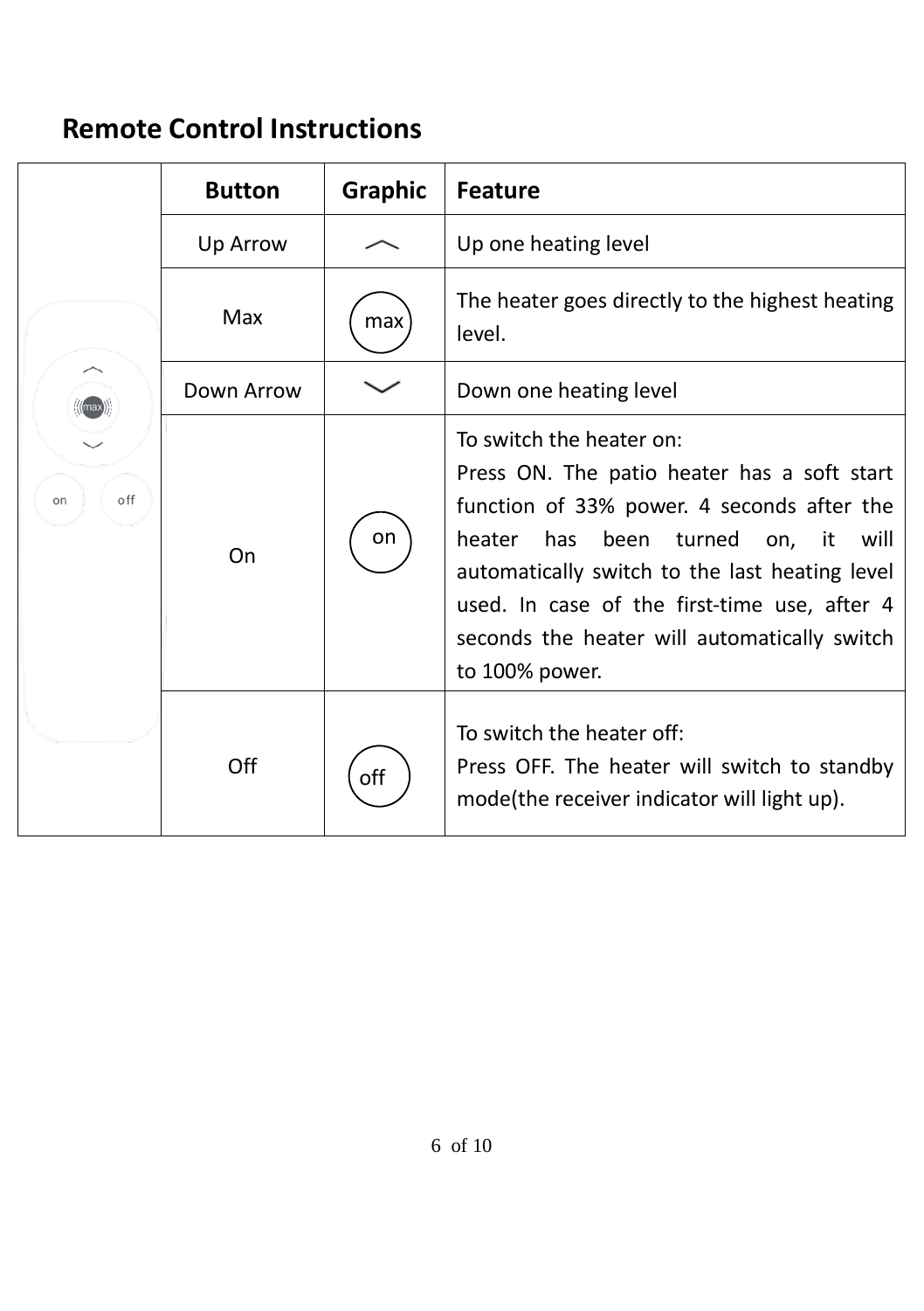## Remote Control Instructions

| Button | Graphic | Feature |
|---|---|---|
| Up Arrow | ︿ | Up one heating level |
| Max | max | The heater goes directly to the highest heating level. |
| Down Arrow | ﹀ | Down one heating level |
| On | on | To switch the heater on:<br>Press ON. The patio heater has a soft start function of 33% power. 4 seconds after the heater has been turned on, it will automatically switch to the last heating level used. In case of the first-time use, after 4 seconds the heater will automatically switch to 100% power. |
| Off | off | To switch the heater off:<br>Press OFF. The heater will switch to standby mode(the receiver indicator will light up). |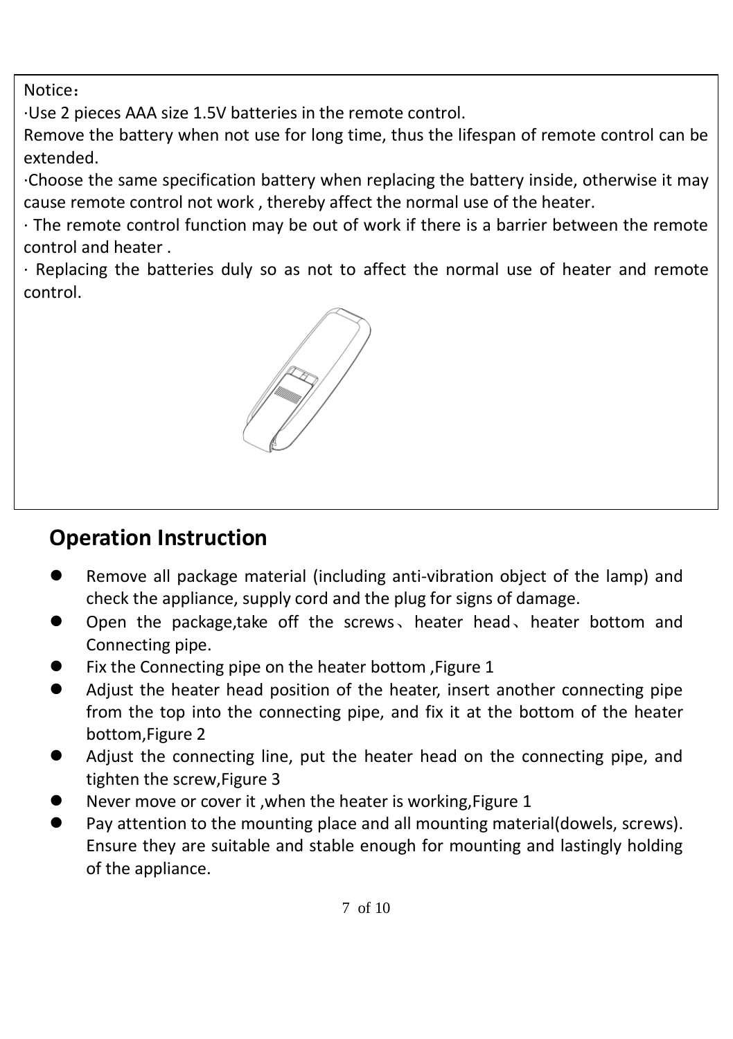Notice：

·Use 2 pieces AAA size 1.5V batteries in the remote control.
Remove the battery when not use for long time, thus the lifespan of remote control can be extended.

·Choose the same specification battery when replacing the battery inside, otherwise it may cause remote control not work , thereby affect the normal use of the heater.

· The remote control function may be out of work if there is a barrier between the remote control and heater .

· Replacing the batteries duly so as not to affect the normal use of heater and remote control.

## Operation Instruction

- Remove all package material (including anti-vibration object of the lamp) and check the appliance, supply cord and the plug for signs of damage.
- Open the package,take off the screws、heater head、heater bottom and Connecting pipe.
- Fix the Connecting pipe on the heater bottom ,Figure 1
- Adjust the heater head position of the heater, insert another connecting pipe from the top into the connecting pipe, and fix it at the bottom of the heater bottom,Figure 2
- Adjust the connecting line, put the heater head on the connecting pipe, and tighten the screw,Figure 3
- Never move or cover it ,when the heater is working,Figure 1
- Pay attention to the mounting place and all mounting material(dowels, screws). Ensure they are suitable and stable enough for mounting and lastingly holding of the appliance.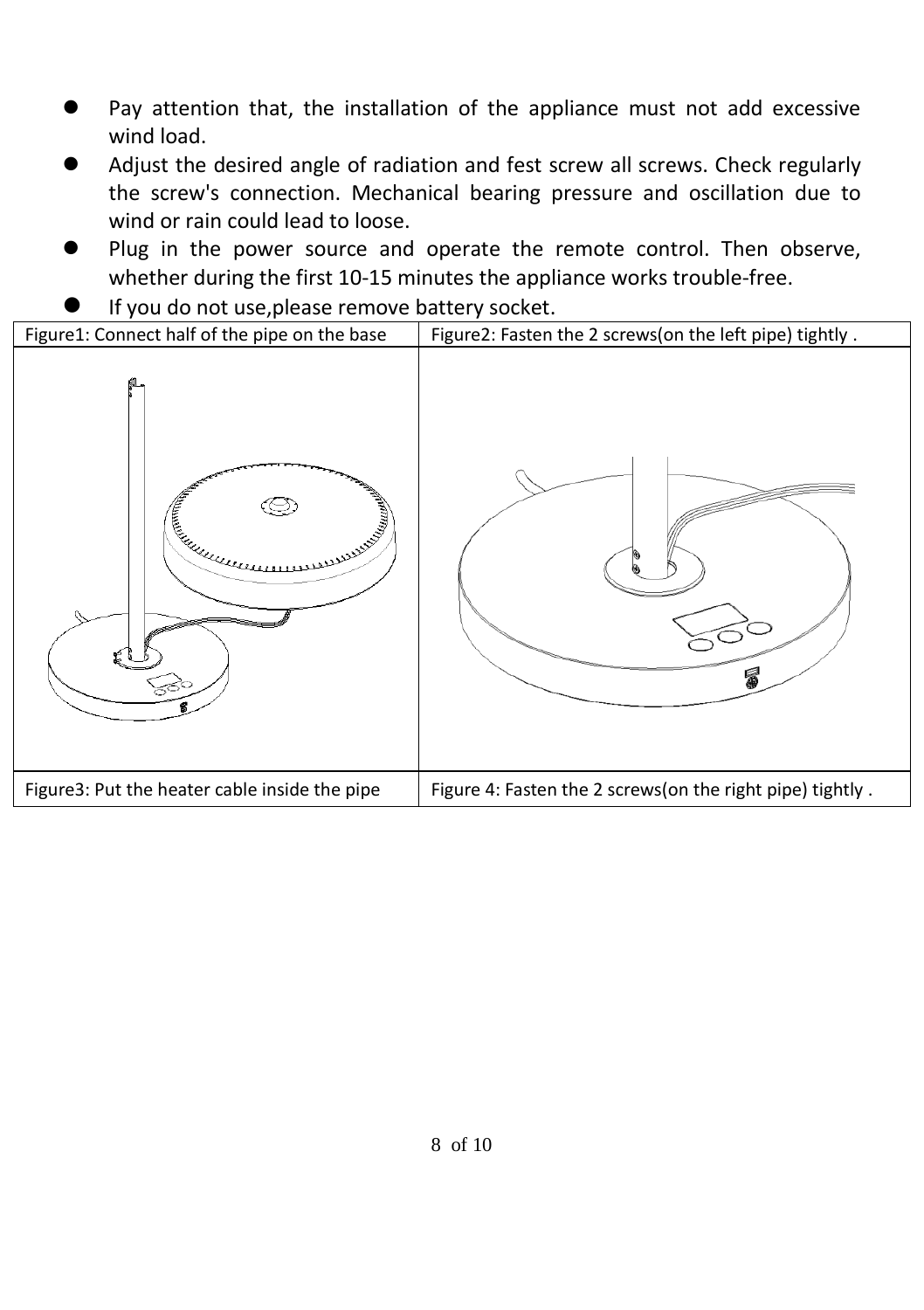- Pay attention that, the installation of the appliance must not add excessive wind load.
- Adjust the desired angle of radiation and fest screw all screws. Check regularly the screw's connection. Mechanical bearing pressure and oscillation due to wind or rain could lead to loose.
- Plug in the power source and operate the remote control. Then observe, whether during the first 10-15 minutes the appliance works trouble-free.
- If you do not use,please remove battery socket.

| Figure1: Connect half of the pipe on the base | Figure2: Fasten the 2 screws(on the left pipe) tightly . |
| --- | --- |
| | |
| Figure3: Put the heater cable inside the pipe | Figure 4: Fasten the 2 screws(on the right pipe) tightly . |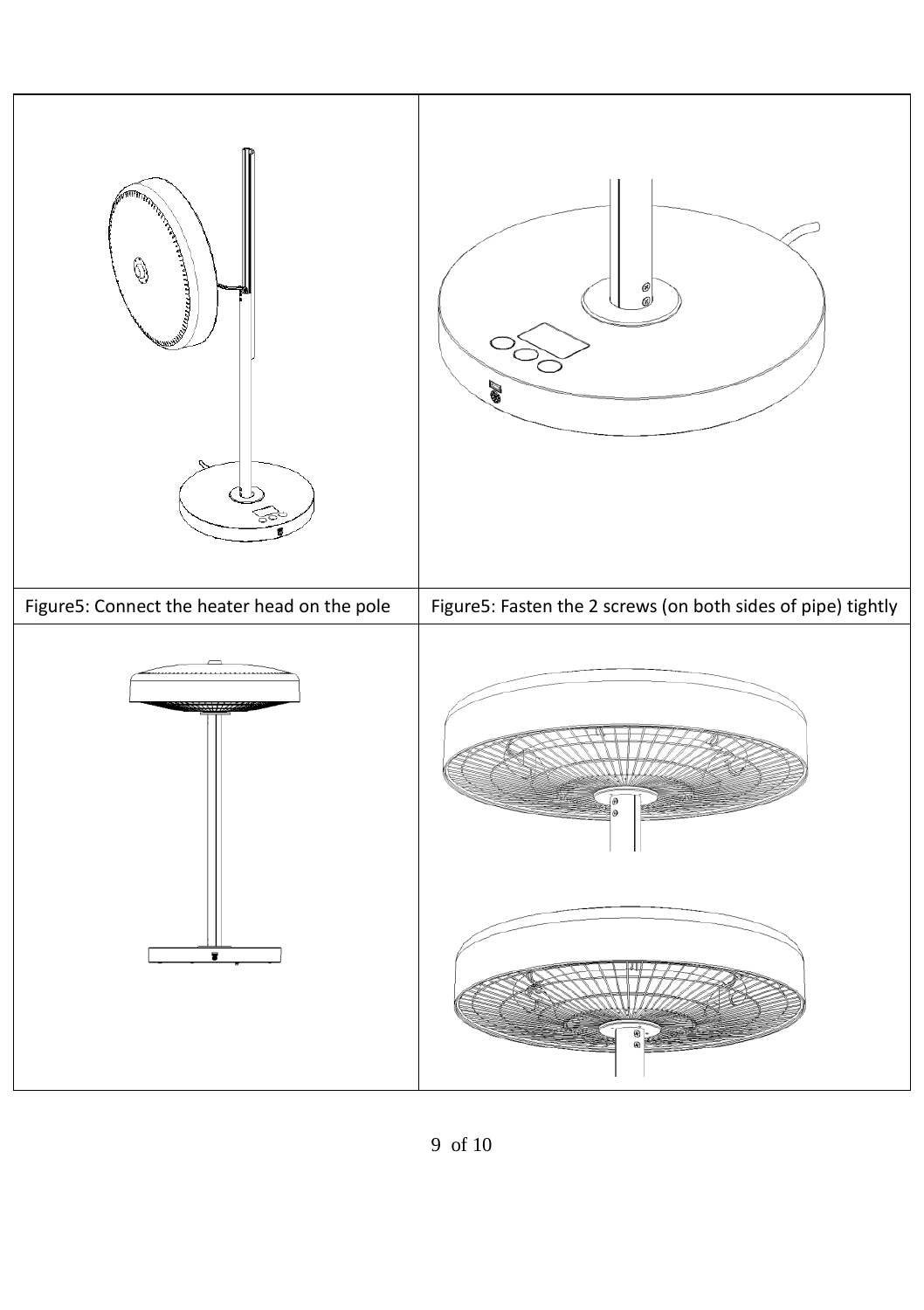| Figure5: Connect the heater head on the pole | Figure5: Fasten the 2 screws (on both sides of pipe) tightly |
| --- | --- |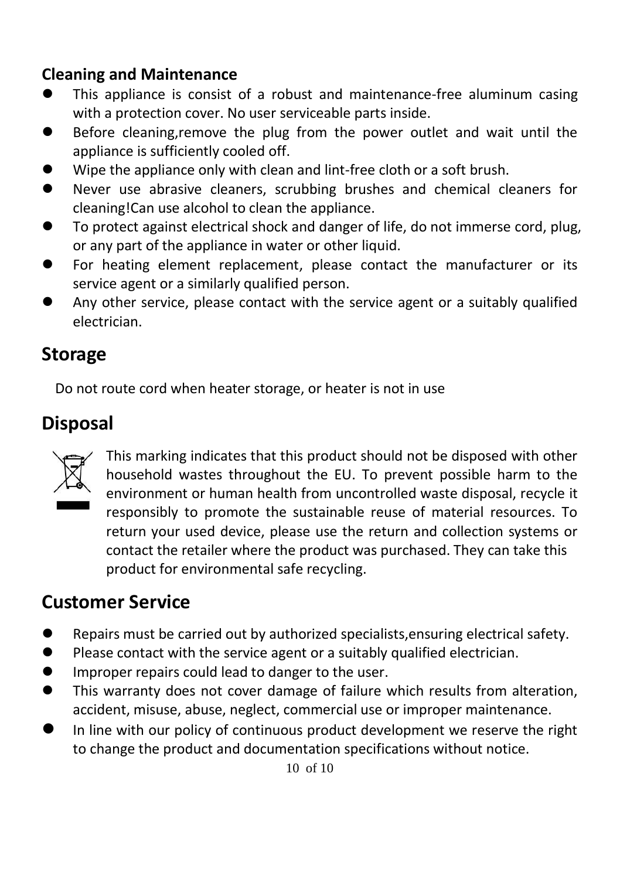**Cleaning and Maintenance**

- This appliance is consist of a robust and maintenance-free aluminum casing with a protection cover. No user serviceable parts inside.
- Before cleaning,remove the plug from the power outlet and wait until the appliance is sufficiently cooled off.
- Wipe the appliance only with clean and lint-free cloth or a soft brush.
- Never use abrasive cleaners, scrubbing brushes and chemical cleaners for cleaning!Can use alcohol to clean the appliance.
- To protect against electrical shock and danger of life, do not immerse cord, plug, or any part of the appliance in water or other liquid.
- For heating element replacement, please contact the manufacturer or its service agent or a similarly qualified person.
- Any other service, please contact with the service agent or a suitably qualified electrician.

## Storage

Do not route cord when heater storage, or heater is not in use

## Disposal

This marking indicates that this product should not be disposed with other household wastes throughout the EU. To prevent possible harm to the environment or human health from uncontrolled waste disposal, recycle it responsibly to promote the sustainable reuse of material resources. To return your used device, please use the return and collection systems or contact the retailer where the product was purchased. They can take this product for environmental safe recycling.

## Customer Service

- Repairs must be carried out by authorized specialists,ensuring electrical safety.
- Please contact with the service agent or a suitably qualified electrician.
- Improper repairs could lead to danger to the user.
- This warranty does not cover damage of failure which results from alteration, accident, misuse, abuse, neglect, commercial use or improper maintenance.
- In line with our policy of continuous product development we reserve the right to change the product and documentation specifications without notice.